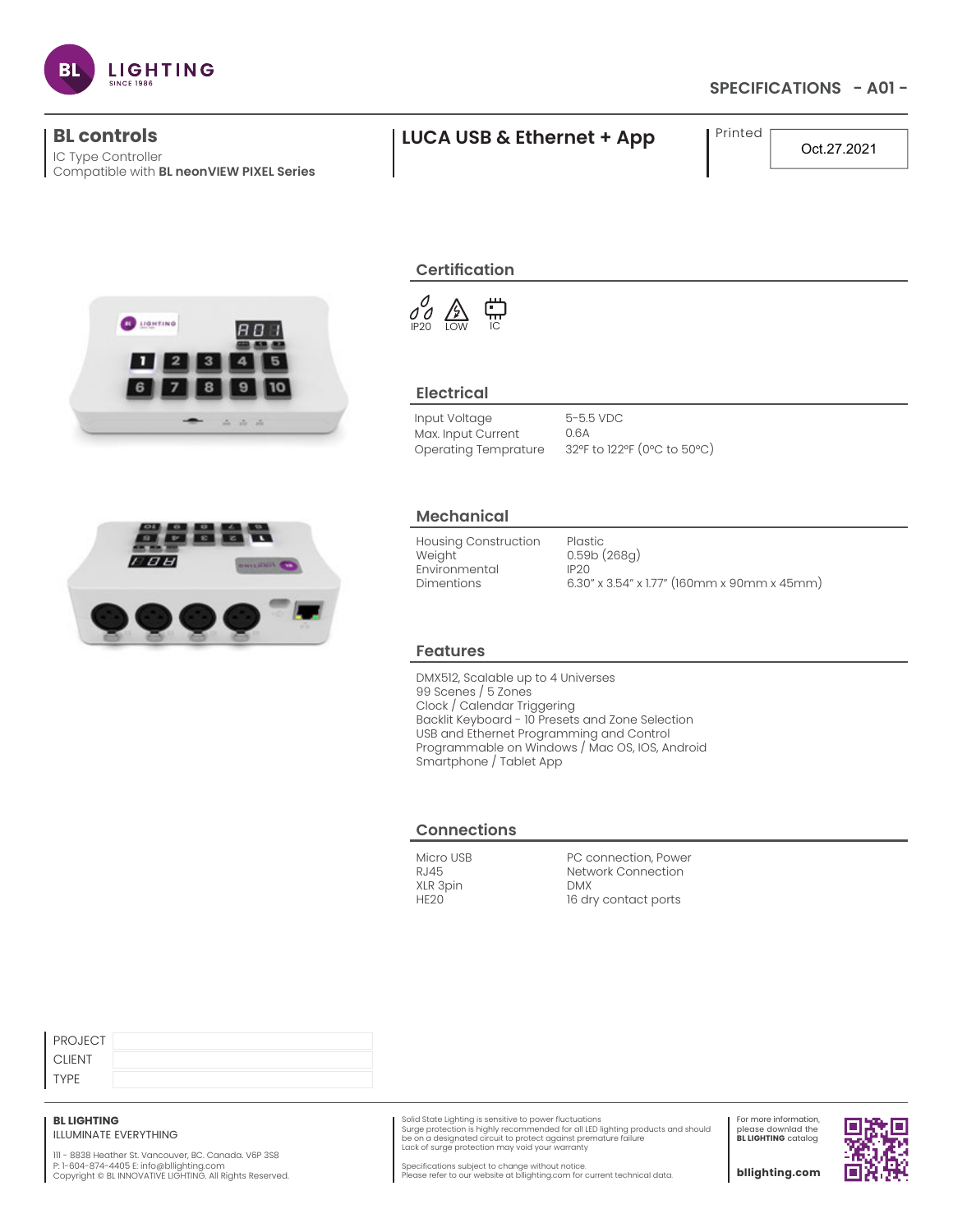BL LIGHTING
SINCE 1986

## SPECIFICATIONS - A01 -

**BL controls**
IC Type Controller
Compatible with **BL neonVIEW PIXEL Series**

# LUCA USB & Ethernet + App

Printed: Oct.27.2021

## Certification

IP20 LOW IC

## Electrical

| | |
|---|---|
| Input Voltage | 5-5.5 VDC |
| Max. Input Current | 0.6A |
| Operating Temprature | 32ºF to 122ºF (0ºC to 50ºC) |

## Mechanical

| | |
|---|---|
| Housing Construction | Plastic |
| Weight | 0.59b (268g) |
| Environmental | IP20 |
| Dimentions | 6.30" x 3.54" x 1.77" (160mm x 90mm x 45mm) |

## Features

DMX512, Scalable up to 4 Universes
99 Scenes / 5 Zones
Clock / Calendar Triggering
Backlit Keyboard - 10 Presets and Zone Selection
USB and Ethernet Programming and Control
Programmable on Windows / Mac OS, IOS, Android
Smartphone / Tablet App

## Connections

| | |
|---|---|
| Micro USB | PC connection, Power |
| RJ45 | Network Connection |
| XLR 3pin | DMX |
| HE20 | 16 dry contact ports |

| | |
|---|---|
| PROJECT | |
| CLIENT | |
| TYPE | |

**BL LIGHTING**
ILLUMINATE EVERYTHING

111 - 8838 Heather St. Vancouver, BC. Canada. V6P 3S8
P: 1-604-874-4405 E: info@bllighting.com
Copyright © BL INNOVATIVE LIGHTING. All Rights Reserved.

Solid State Lighting is sensitive to power fluctuations
Surge protection is highly recommended for all LED lighting products and should be on a designated circuit to protect against premature failure
Lack of surge protection may void your warranty

Specifications subject to change without notice.
Please refer to our website at bllighting.com for current technical data.

For more information, please download the **BL LIGHTING** catalog

**bllighting.com**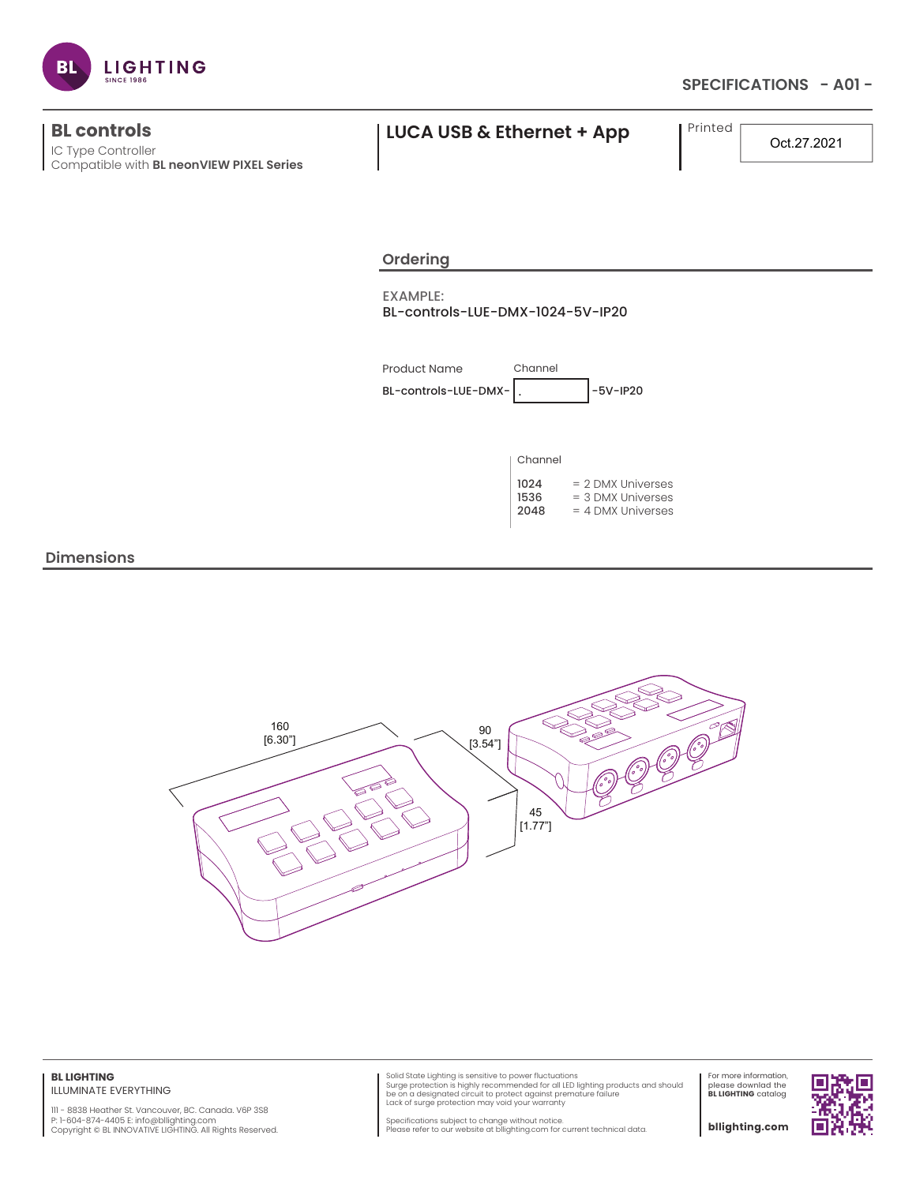# BL controls

IC Type Controller
Compatible with **BL neonVIEW PIXEL Series**

## LUCA USB & Ethernet + App

Printed: Oct.27.2021

SPECIFICATIONS - A01 -

## Ordering

EXAMPLE:
BL-controls-LUE-DMX-1024-5V-IP20

| Product Name | Channel | |
|---|---|---|
| BL-controls-LUE-DMX- | . | -5V-IP20 |

**Channel**

| | |
|---|---|
| 1024 | = 2 DMX Universes |
| 1536 | = 3 DMX Universes |
| 2048 | = 4 DMX Universes |

## Dimensions

160
[6.30"]

90
[3.54"]

45
[1.77"]

**BL LIGHTING**
ILLUMINATE EVERYTHING

111 - 8838 Heather St. Vancouver, BC. Canada. V6P 3S8
P: 1-604-874-4405 E: info@bllighting.com
Copyright © BL INNOVATIVE LIGHTING. All Rights Reserved.

Solid State Lighting is sensitive to power fluctuations
Surge protection is highly recommended for all LED lighting products and should be on a designated circuit to protect against premature failure
Lack of surge protection may void your warranty

Specifications subject to change without notice.
Please refer to our website at bllighting.com for current technical data.

For more information, please download the **BL LIGHTING** catalog

**bllighting.com**